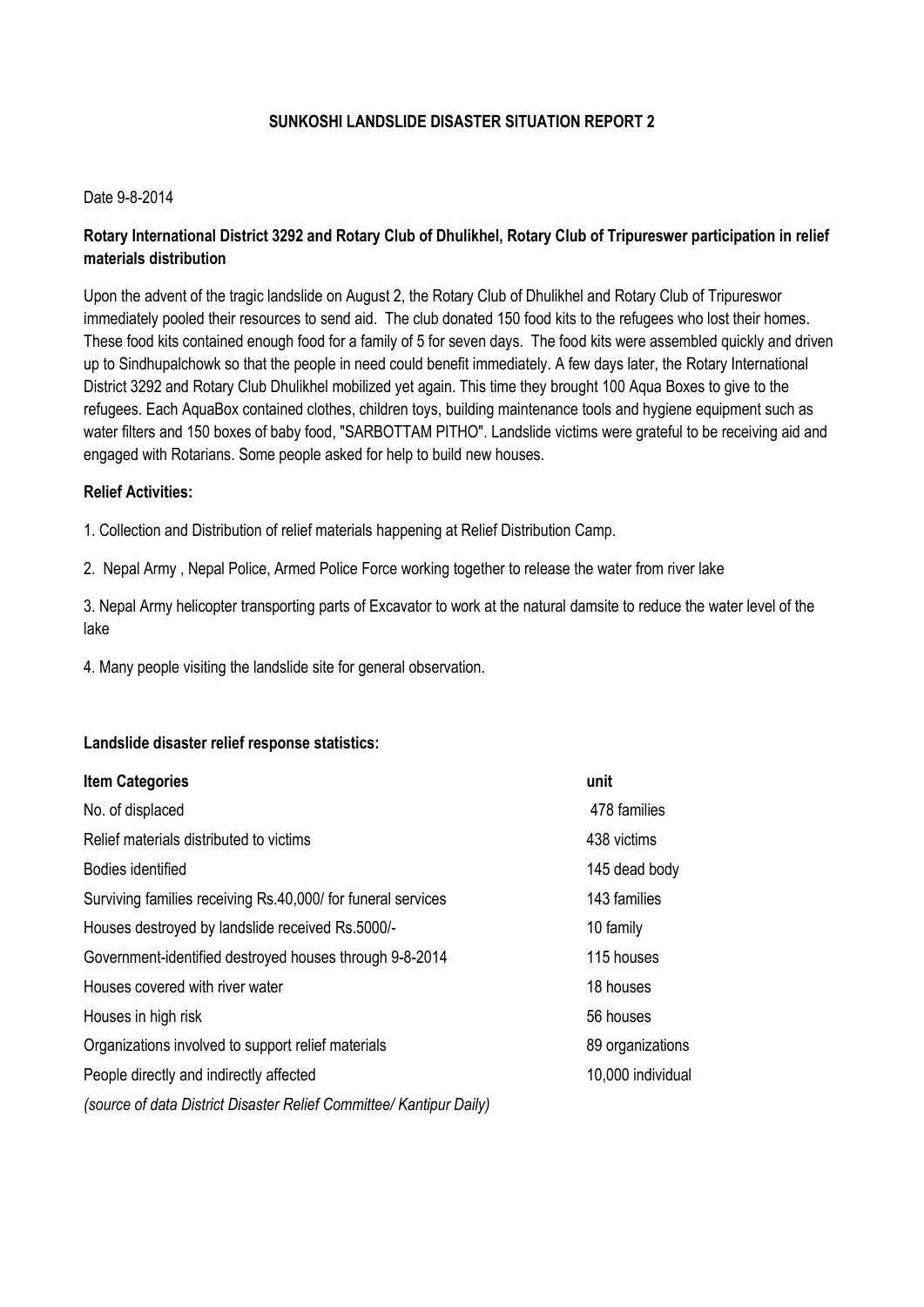# SUNKOSHI LANDSLIDE DISASTER SITUATION REPORT 2

Date 9-8-2014

**Rotary International District 3292 and Rotary Club of Dhulikhel, Rotary Club of Tripureswer participation in relief materials distribution**

Upon the advent of the tragic landslide on August 2, the Rotary Club of Dhulikhel and Rotary Club of Tripureswor immediately pooled their resources to send aid. The club donated 150 food kits to the refugees who lost their homes. These food kits contained enough food for a family of 5 for seven days. The food kits were assembled quickly and driven up to Sindhupalchowk so that the people in need could benefit immediately. A few days later, the Rotary International District 3292 and Rotary Club Dhulikhel mobilized yet again. This time they brought 100 Aqua Boxes to give to the refugees. Each AquaBox contained clothes, children toys, building maintenance tools and hygiene equipment such as water filters and 150 boxes of baby food, "SARBOTTAM PITHO". Landslide victims were grateful to be receiving aid and engaged with Rotarians. Some people asked for help to build new houses.

**Relief Activities:**

1. Collection and Distribution of relief materials happening at Relief Distribution Camp.
2. Nepal Army , Nepal Police, Armed Police Force working together to release the water from river lake
3. Nepal Army helicopter transporting parts of Excavator to work at the natural damsite to reduce the water level of the lake
4. Many people visiting the landslide site for general observation.

**Landslide disaster relief response statistics:**

| Item Categories | unit |
|---|---|
| No. of displaced | 478 families |
| Relief materials distributed to victims | 438 victims |
| Bodies identified | 145 dead body |
| Surviving families receiving Rs.40,000/ for funeral services | 143 families |
| Houses destroyed by landslide received Rs.5000/- | 10 family |
| Government-identified destroyed houses through 9-8-2014 | 115 houses |
| Houses covered with river water | 18 houses |
| Houses in high risk | 56 houses |
| Organizations involved to support relief materials | 89 organizations |
| People directly and indirectly affected | 10,000 individual |

*(source of data District Disaster Relief Committee/ Kantipur Daily)*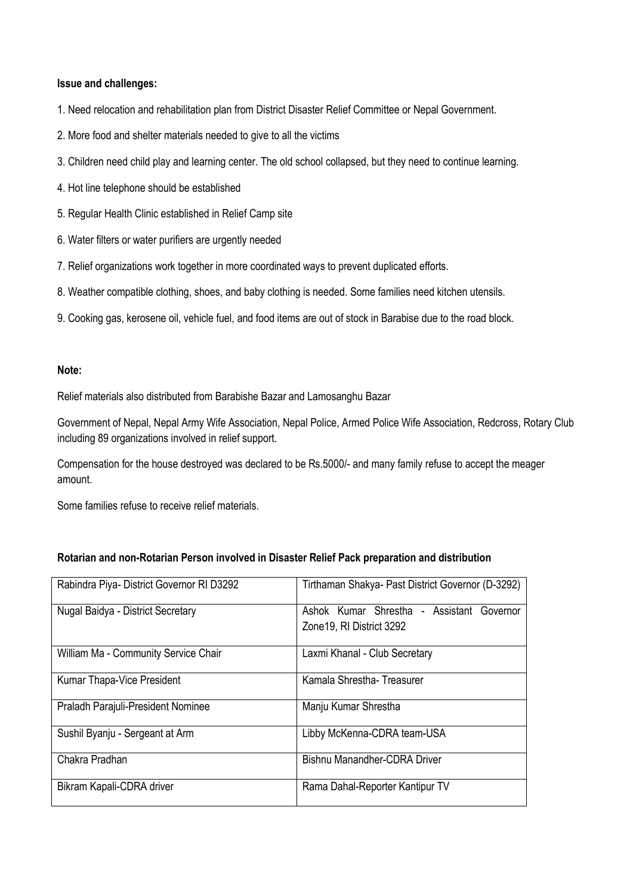**Issue and challenges:**

1. Need relocation and rehabilitation plan from District Disaster Relief Committee or Nepal Government.
2. More food and shelter materials needed to give to all the victims
3. Children need child play and learning center. The old school collapsed, but they need to continue learning.
4. Hot line telephone should be established
5. Regular Health Clinic established in Relief Camp site
6. Water filters or water purifiers are urgently needed
7. Relief organizations work together in more coordinated ways to prevent duplicated efforts.
8. Weather compatible clothing, shoes, and baby clothing is needed. Some families need kitchen utensils.
9. Cooking gas, kerosene oil, vehicle fuel, and food items are out of stock in Barabise due to the road block.

**Note:**

Relief materials also distributed from Barabishe Bazar and Lamosanghu Bazar

Government of Nepal, Nepal Army Wife Association, Nepal Police, Armed Police Wife Association, Redcross, Rotary Club including 89 organizations involved in relief support.

Compensation for the house destroyed was declared to be Rs.5000/- and many family refuse to accept the meager amount.

Some families refuse to receive relief materials.

**Rotarian and non-Rotarian Person involved in Disaster Relief Pack preparation and distribution**

| | |
|---|---|
| Rabindra Piya- District Governor RI D3292 | Tirthaman Shakya- Past District Governor (D-3292) |
| Nugal Baidya - District Secretary | Ashok Kumar Shrestha - Assistant Governor Zone19, RI District 3292 |
| William Ma - Community Service Chair | Laxmi Khanal - Club Secretary |
| Kumar Thapa-Vice President | Kamala Shrestha- Treasurer |
| Praladh Parajuli-President Nominee | Manju Kumar Shrestha |
| Sushil Byanju - Sergeant at Arm | Libby McKenna-CDRA team-USA |
| Chakra Pradhan | Bishnu Manandher-CDRA Driver |
| Bikram Kapali-CDRA driver | Rama Dahal-Reporter Kantipur TV |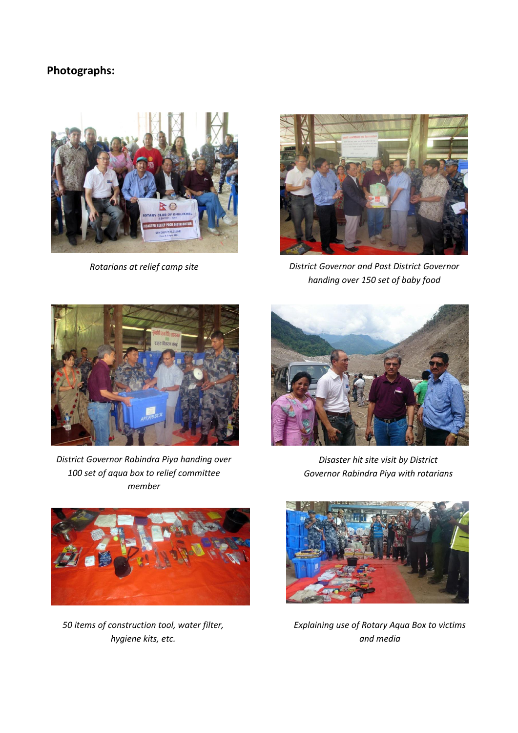**Photographs:**

*Rotarians at relief camp site*

*District Governor and Past District Governor handing over 150 set of baby food*

*District Governor Rabindra Piya handing over 100 set of aqua box to relief committee member*

*Disaster hit site visit by District Governor Rabindra Piya with rotarians*

*50 items of construction tool, water filter, hygiene kits, etc.*

*Explaining use of Rotary Aqua Box to victims and media*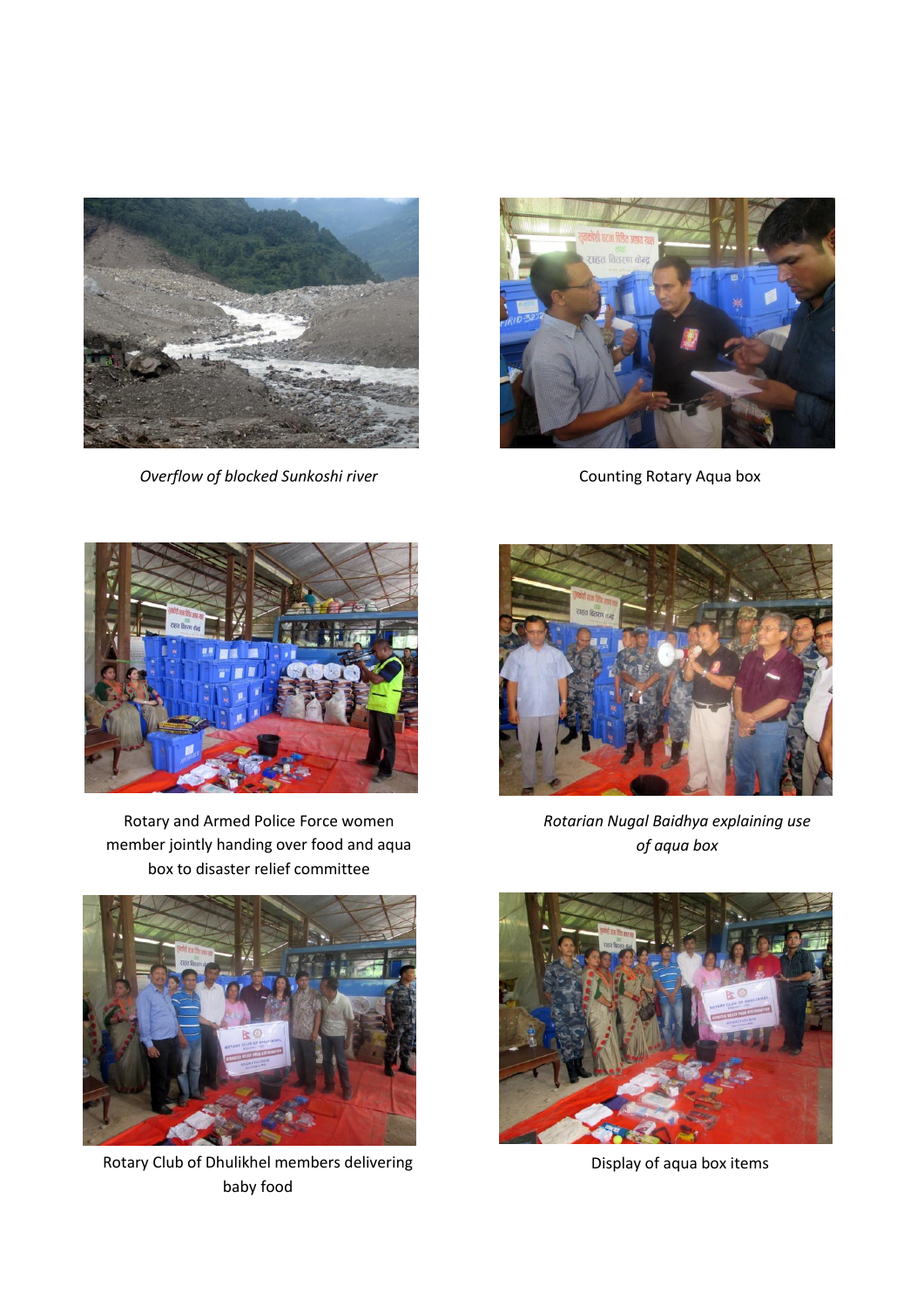*Overflow of blocked Sunkoshi river*

Counting Rotary Aqua box

Rotary and Armed Police Force women member jointly handing over food and aqua box to disaster relief committee

*Rotarian Nugal Baidhya explaining use of aqua box*

Rotary Club of Dhulikhel members delivering baby food

Display of aqua box items